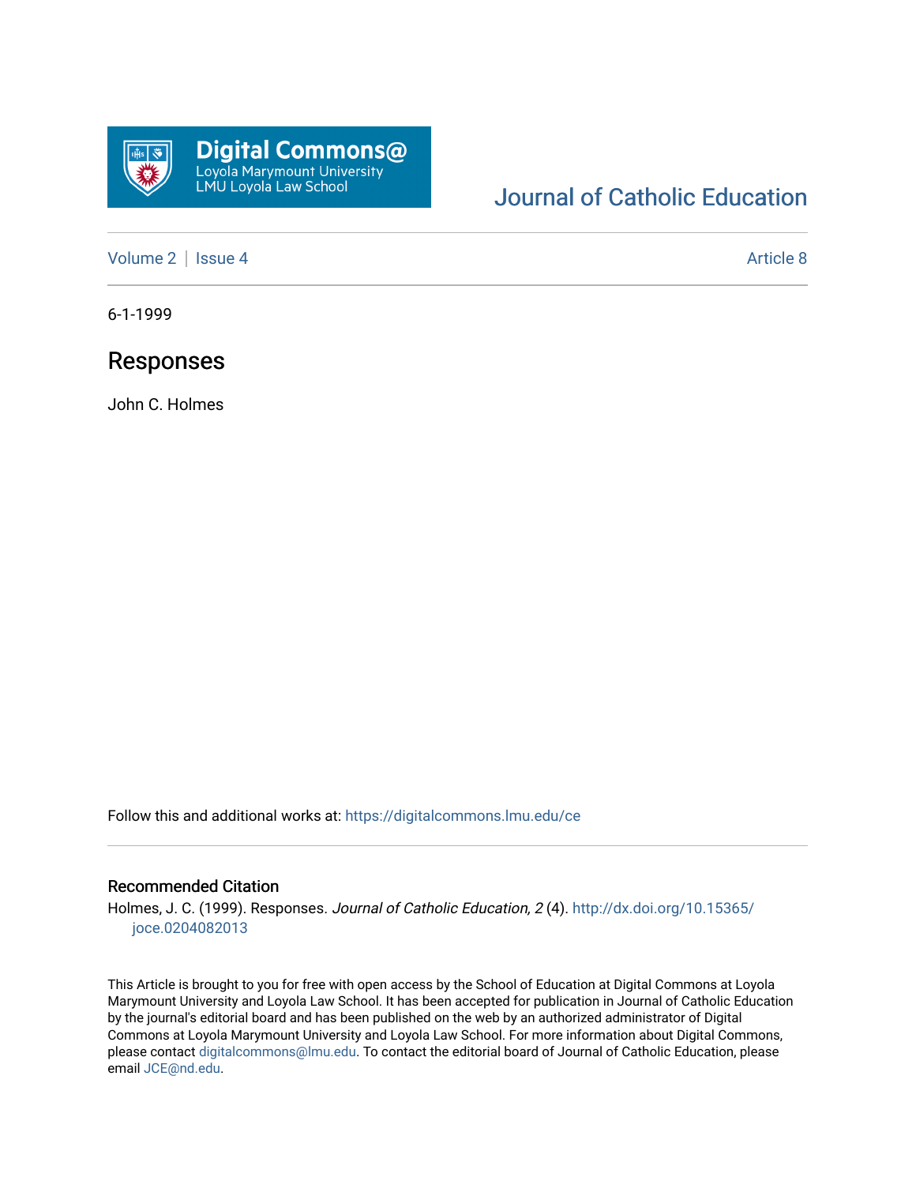Digital Commons@ Loyola Marymount University LMU Loyola Law School

Journal of Catholic Education

Volume 2 | Issue 4 — Article 8

6-1-1999

# Responses

John C. Holmes

Follow this and additional works at: https://digitalcommons.lmu.edu/ce

## Recommended Citation

Holmes, J. C. (1999). Responses. *Journal of Catholic Education, 2* (4). http://dx.doi.org/10.15365/joce.0204082013

This Article is brought to you for free with open access by the School of Education at Digital Commons at Loyola Marymount University and Loyola Law School. It has been accepted for publication in Journal of Catholic Education by the journal's editorial board and has been published on the web by an authorized administrator of Digital Commons at Loyola Marymount University and Loyola Law School. For more information about Digital Commons, please contact digitalcommons@lmu.edu. To contact the editorial board of Journal of Catholic Education, please email JCE@nd.edu.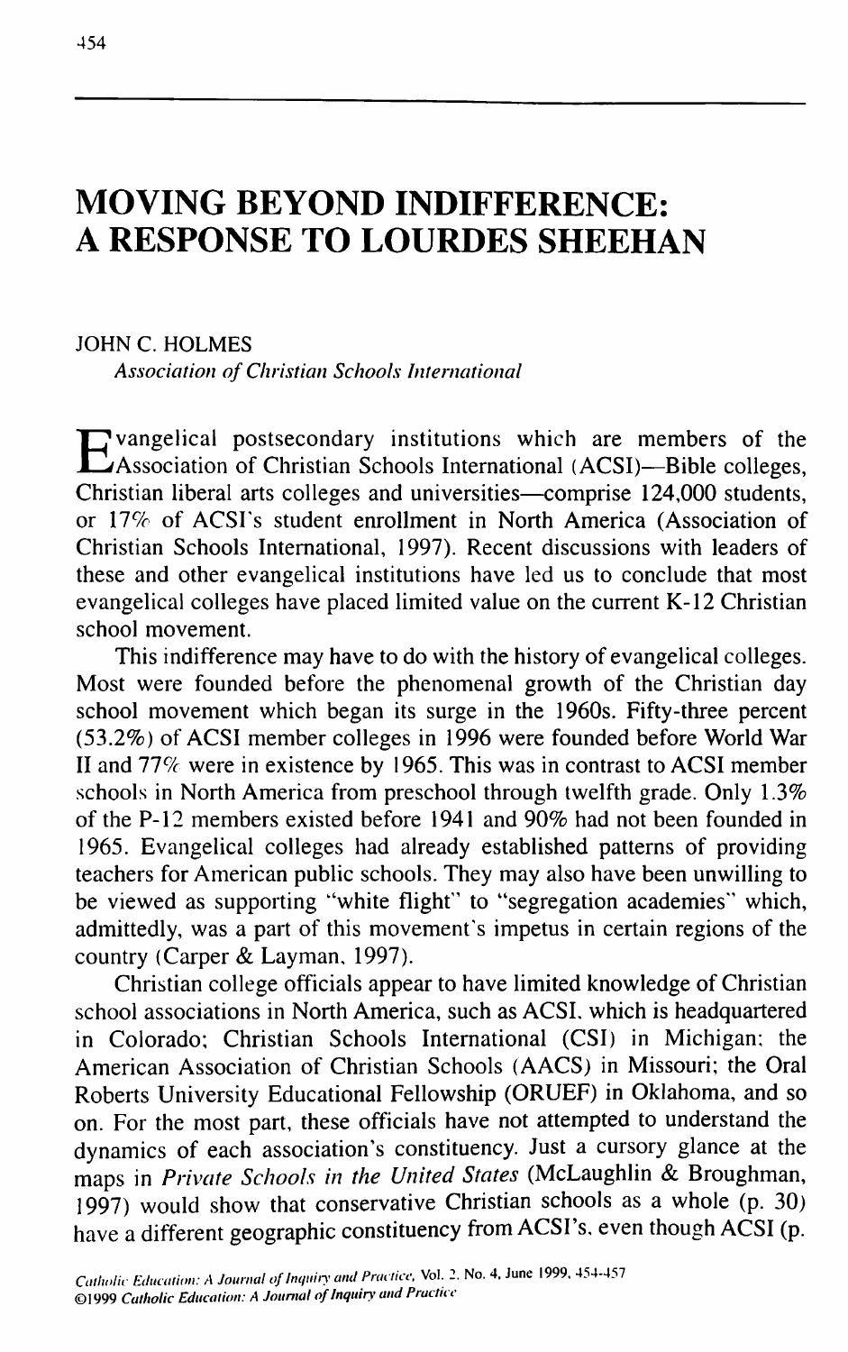# MOVING BEYOND INDIFFERENCE: A RESPONSE TO LOURDES SHEEHAN

JOHN C. HOLMES

*Association of Christian Schools International*

Evangelical postsecondary institutions which are members of the Association of Christian Schools International (ACSI)—Bible colleges, Christian liberal arts colleges and universities—comprise 124,000 students, or 17% of ACSI's student enrollment in North America (Association of Christian Schools International, 1997). Recent discussions with leaders of these and other evangelical institutions have led us to conclude that most evangelical colleges have placed limited value on the current K-12 Christian school movement.

This indifference may have to do with the history of evangelical colleges. Most were founded before the phenomenal growth of the Christian day school movement which began its surge in the 1960s. Fifty-three percent (53.2%) of ACSI member colleges in 1996 were founded before World War II and 77% were in existence by 1965. This was in contrast to ACSI member schools in North America from preschool through twelfth grade. Only 1.3% of the P-12 members existed before 1941 and 90% had not been founded in 1965. Evangelical colleges had already established patterns of providing teachers for American public schools. They may also have been unwilling to be viewed as supporting "white flight" to "segregation academies" which, admittedly, was a part of this movement's impetus in certain regions of the country (Carper & Layman, 1997).

Christian college officials appear to have limited knowledge of Christian school associations in North America, such as ACSI, which is headquartered in Colorado; Christian Schools International (CSI) in Michigan; the American Association of Christian Schools (AACS) in Missouri; the Oral Roberts University Educational Fellowship (ORUEF) in Oklahoma, and so on. For the most part, these officials have not attempted to understand the dynamics of each association's constituency. Just a cursory glance at the maps in *Private Schools in the United States* (McLaughlin & Broughman, 1997) would show that conservative Christian schools as a whole (p. 30) have a different geographic constituency from ACSI's, even though ACSI (p.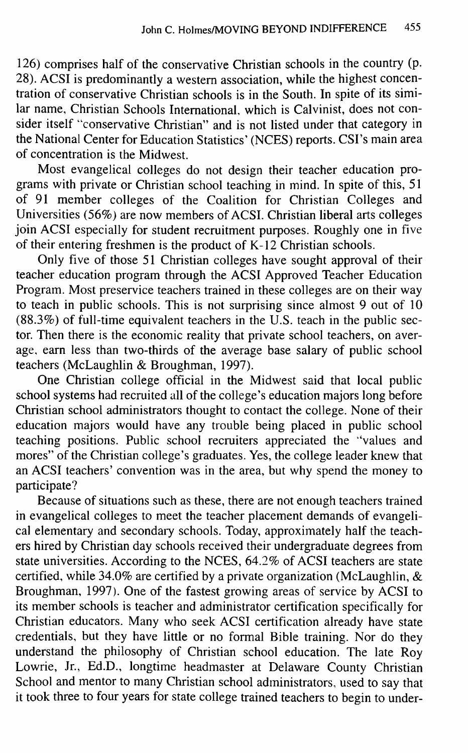126) comprises half of the conservative Christian schools in the country (p. 28). ACSI is predominantly a western association, while the highest concentration of conservative Christian schools is in the South. In spite of its similar name, Christian Schools International, which is Calvinist, does not consider itself "conservative Christian" and is not listed under that category in the National Center for Education Statistics' (NCES) reports. CSI's main area of concentration is the Midwest.

Most evangelical colleges do not design their teacher education programs with private or Christian school teaching in mind. In spite of this, 51 of 91 member colleges of the Coalition for Christian Colleges and Universities (56%) are now members of ACSI. Christian liberal arts colleges join ACSI especially for student recruitment purposes. Roughly one in five of their entering freshmen is the product of K-12 Christian schools.

Only five of those 51 Christian colleges have sought approval of their teacher education program through the ACSI Approved Teacher Education Program. Most preservice teachers trained in these colleges are on their way to teach in public schools. This is not surprising since almost 9 out of 10 (88.3%) of full-time equivalent teachers in the U.S. teach in the public sector. Then there is the economic reality that private school teachers, on average, earn less than two-thirds of the average base salary of public school teachers (McLaughlin & Broughman, 1997).

One Christian college official in the Midwest said that local public school systems had recruited all of the college's education majors long before Christian school administrators thought to contact the college. None of their education majors would have any trouble being placed in public school teaching positions. Public school recruiters appreciated the "values and mores" of the Christian college's graduates. Yes, the college leader knew that an ACSI teachers' convention was in the area, but why spend the money to participate?

Because of situations such as these, there are not enough teachers trained in evangelical colleges to meet the teacher placement demands of evangelical elementary and secondary schools. Today, approximately half the teachers hired by Christian day schools received their undergraduate degrees from state universities. According to the NCES, 64.2% of ACSI teachers are state certified, while 34.0% are certified by a private organization (McLaughlin, & Broughman, 1997). One of the fastest growing areas of service by ACSI to its member schools is teacher and administrator certification specifically for Christian educators. Many who seek ACSI certification already have state credentials, but they have little or no formal Bible training. Nor do they understand the philosophy of Christian school education. The late Roy Lowrie, Jr., Ed.D., longtime headmaster at Delaware County Christian School and mentor to many Christian school administrators, used to say that it took three to four years for state college trained teachers to begin to under-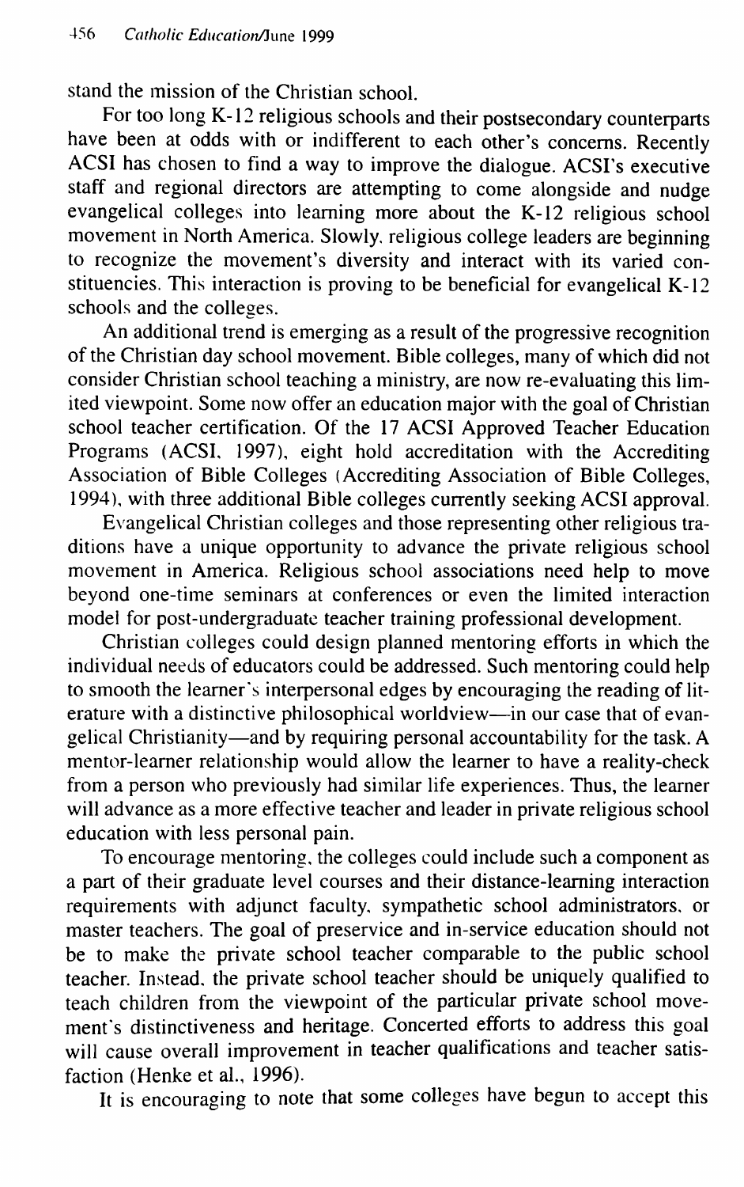stand the mission of the Christian school.

For too long K-12 religious schools and their postsecondary counterparts have been at odds with or indifferent to each other's concerns. Recently ACSI has chosen to find a way to improve the dialogue. ACSI's executive staff and regional directors are attempting to come alongside and nudge evangelical colleges into learning more about the K-12 religious school movement in North America. Slowly, religious college leaders are beginning to recognize the movement's diversity and interact with its varied constituencies. This interaction is proving to be beneficial for evangelical K-12 schools and the colleges.

An additional trend is emerging as a result of the progressive recognition of the Christian day school movement. Bible colleges, many of which did not consider Christian school teaching a ministry, are now re-evaluating this limited viewpoint. Some now offer an education major with the goal of Christian school teacher certification. Of the 17 ACSI Approved Teacher Education Programs (ACSI, 1997), eight hold accreditation with the Accrediting Association of Bible Colleges (Accrediting Association of Bible Colleges, 1994), with three additional Bible colleges currently seeking ACSI approval.

Evangelical Christian colleges and those representing other religious traditions have a unique opportunity to advance the private religious school movement in America. Religious school associations need help to move beyond one-time seminars at conferences or even the limited interaction model for post-undergraduate teacher training professional development.

Christian colleges could design planned mentoring efforts in which the individual needs of educators could be addressed. Such mentoring could help to smooth the learner's interpersonal edges by encouraging the reading of literature with a distinctive philosophical worldview—in our case that of evangelical Christianity—and by requiring personal accountability for the task. A mentor-learner relationship would allow the learner to have a reality-check from a person who previously had similar life experiences. Thus, the learner will advance as a more effective teacher and leader in private religious school education with less personal pain.

To encourage mentoring, the colleges could include such a component as a part of their graduate level courses and their distance-learning interaction requirements with adjunct faculty, sympathetic school administrators, or master teachers. The goal of preservice and in-service education should not be to make the private school teacher comparable to the public school teacher. Instead, the private school teacher should be uniquely qualified to teach children from the viewpoint of the particular private school movement's distinctiveness and heritage. Concerted efforts to address this goal will cause overall improvement in teacher qualifications and teacher satisfaction (Henke et al., 1996).

It is encouraging to note that some colleges have begun to accept this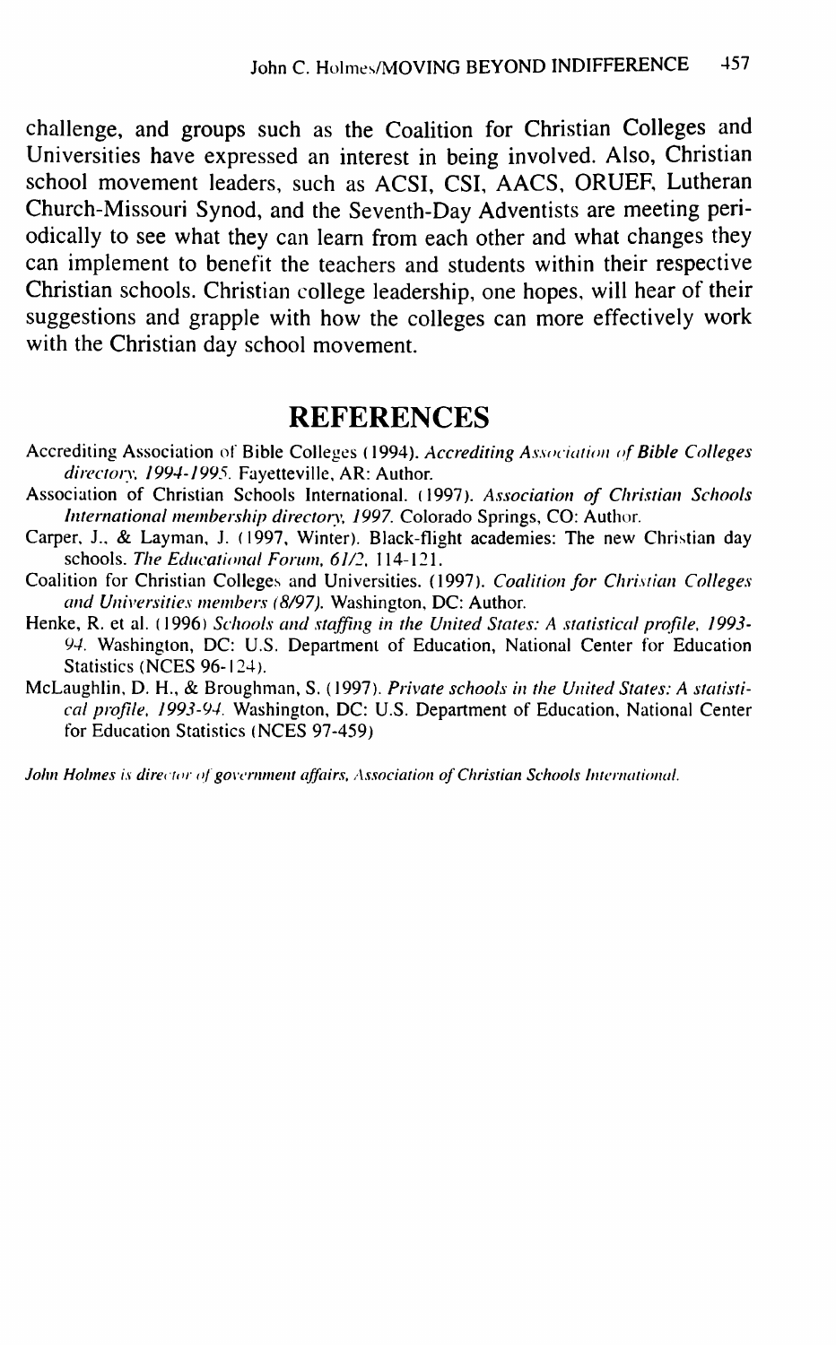challenge, and groups such as the Coalition for Christian Colleges and Universities have expressed an interest in being involved. Also, Christian school movement leaders, such as ACSI, CSI, AACS, ORUEF, Lutheran Church-Missouri Synod, and the Seventh-Day Adventists are meeting periodically to see what they can learn from each other and what changes they can implement to benefit the teachers and students within their respective Christian schools. Christian college leadership, one hopes, will hear of their suggestions and grapple with how the colleges can more effectively work with the Christian day school movement.

## REFERENCES

Accrediting Association of Bible Colleges (1994). *Accrediting Association of Bible Colleges directory, 1994-1995.* Fayetteville, AR: Author.

Association of Christian Schools International. (1997). *Association of Christian Schools International membership directory, 1997.* Colorado Springs, CO: Author.

Carper, J., & Layman, J. (1997, Winter). Black-flight academies: The new Christian day schools. *The Educational Forum, 61/2,* 114-121.

Coalition for Christian Colleges and Universities. (1997). *Coalition for Christian Colleges and Universities members (8/97).* Washington, DC: Author.

Henke, R. et al. (1996) *Schools and staffing in the United States: A statistical profile, 1993-94.* Washington, DC: U.S. Department of Education, National Center for Education Statistics (NCES 96-124).

McLaughlin, D. H., & Broughman, S. (1997). *Private schools in the United States: A statistical profile, 1993-94.* Washington, DC: U.S. Department of Education, National Center for Education Statistics (NCES 97-459)

*John Holmes is director of government affairs, Association of Christian Schools International.*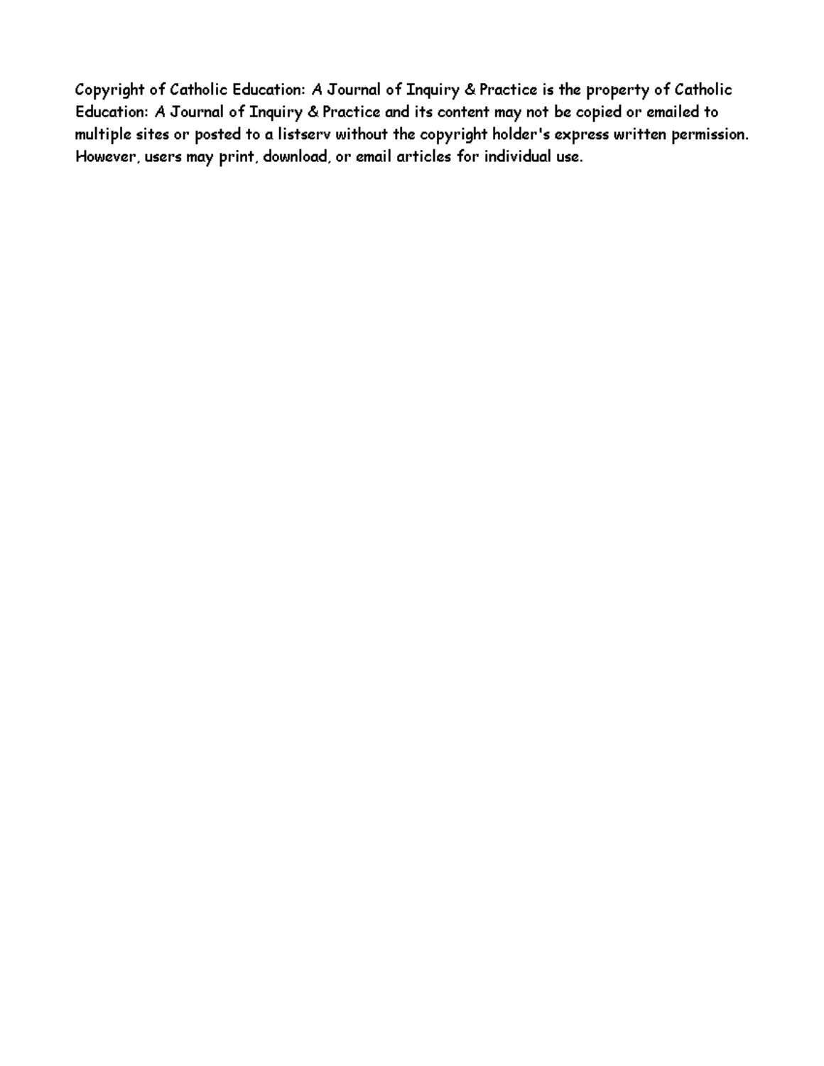Copyright of Catholic Education: A Journal of Inquiry & Practice is the property of Catholic Education: A Journal of Inquiry & Practice and its content may not be copied or emailed to multiple sites or posted to a listserv without the copyright holder's express written permission. However, users may print, download, or email articles for individual use.